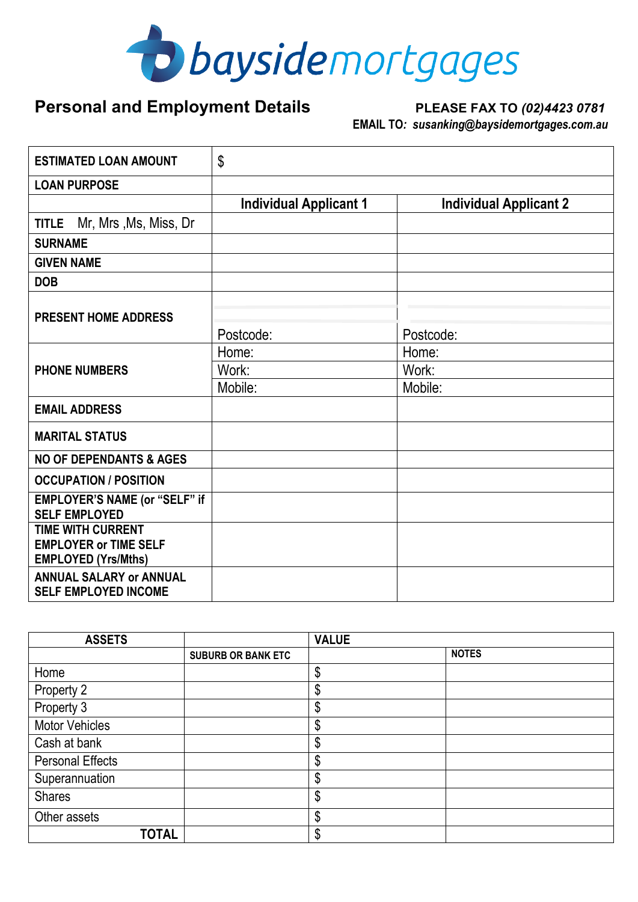**baysidemortgages**

## Personal and Employment Details

**PLEASE FAX TO** ***(02)4423 0781***
**EMAIL TO:** ***susanking@baysidemortgages.com.au***

| **ESTIMATED LOAN AMOUNT** | $ | |
|---|---|---|
| **LOAN PURPOSE** | | |
| | **Individual Applicant 1** | **Individual Applicant 2** |
| **TITLE** Mr, Mrs ,Ms, Miss, Dr | | |
| **SURNAME** | | |
| **GIVEN NAME** | | |
| **DOB** | | |
| **PRESENT HOME ADDRESS** | Postcode: | Postcode: |
| **PHONE NUMBERS** | Home: | Home: |
| | Work: | Work: |
| | Mobile: | Mobile: |
| **EMAIL ADDRESS** | | |
| **MARITAL STATUS** | | |
| **NO OF DEPENDANTS & AGES** | | |
| **OCCUPATION / POSITION** | | |
| **EMPLOYER'S NAME (or "SELF" if SELF EMPLOYED** | | |
| **TIME WITH CURRENT EMPLOYER or TIME SELF EMPLOYED (Yrs/Mths)** | | |
| **ANNUAL SALARY or ANNUAL SELF EMPLOYED INCOME** | | |

| **ASSETS** | | **VALUE** | |
|---|---|---|---|
| | **SUBURB OR BANK ETC** | | **NOTES** |
| Home | | $ | |
| Property 2 | | $ | |
| Property 3 | | $ | |
| Motor Vehicles | | $ | |
| Cash at bank | | $ | |
| Personal Effects | | $ | |
| Superannuation | | $ | |
| Shares | | $ | |
| Other assets | | $ | |
| **TOTAL** | | $ | |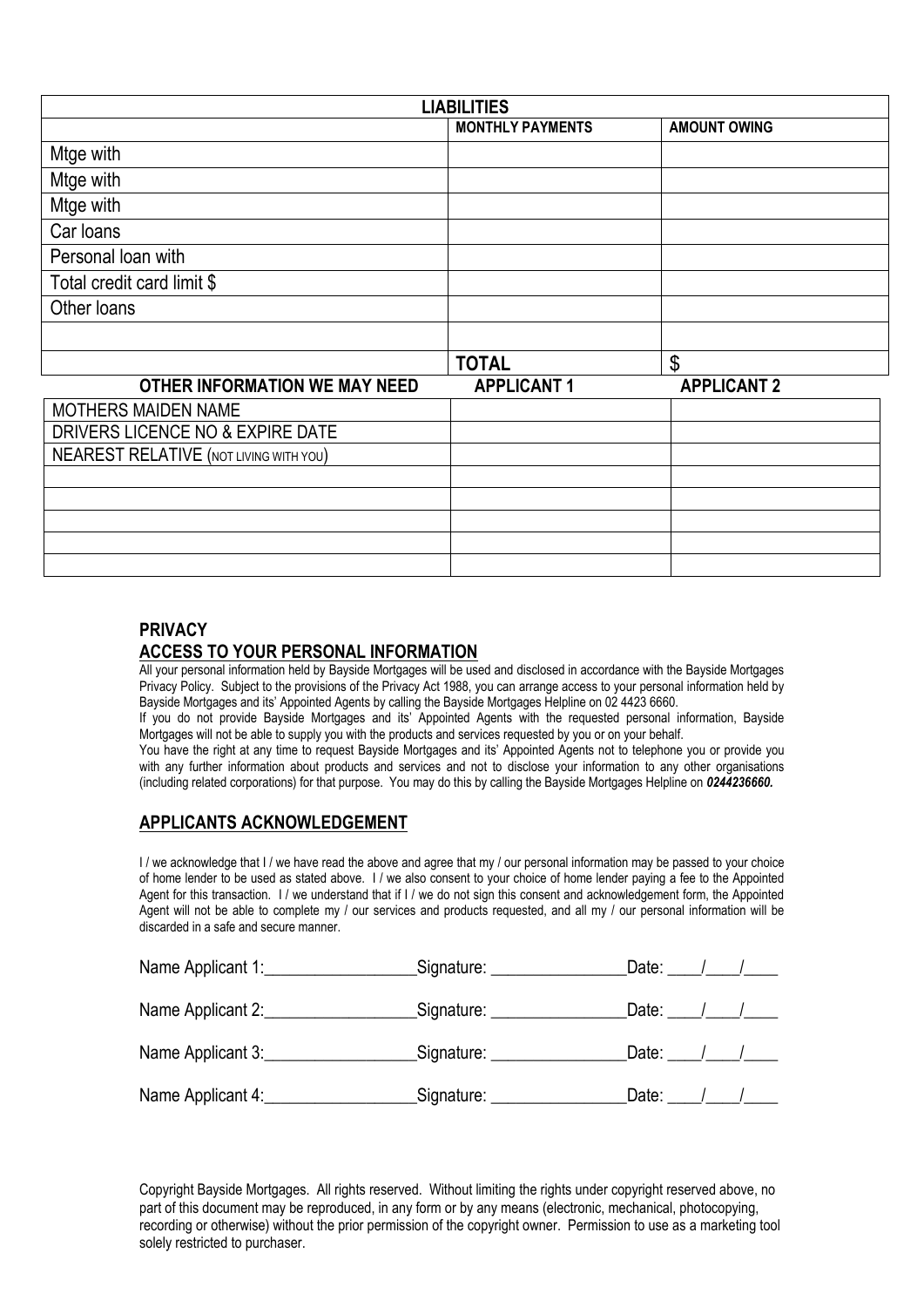| LIABILITIES | | |
|---|---|---|
| | **MONTHLY PAYMENTS** | **AMOUNT OWING** |
| Mtge with | | |
| Mtge with | | |
| Mtge with | | |
| Car loans | | |
| Personal loan with | | |
| Total credit card limit $ | | |
| Other loans | | |
| | | |
| | **TOTAL** | $ |

| **OTHER INFORMATION WE MAY NEED** | **APPLICANT 1** | **APPLICANT 2** |
|---|---|---|
| MOTHERS MAIDEN NAME | | |
| DRIVERS LICENCE NO & EXPIRE DATE | | |
| NEAREST RELATIVE (NOT LIVING WITH YOU) | | |
| | | |
| | | |
| | | |
| | | |
| | | |

## PRIVACY

## ACCESS TO YOUR PERSONAL INFORMATION

All your personal information held by Bayside Mortgages will be used and disclosed in accordance with the Bayside Mortgages Privacy Policy. Subject to the provisions of the Privacy Act 1988, you can arrange access to your personal information held by Bayside Mortgages and its' Appointed Agents by calling the Bayside Mortgages Helpline on 02 4423 6660.

If you do not provide Bayside Mortgages and its' Appointed Agents with the requested personal information, Bayside Mortgages will not be able to supply you with the products and services requested by you or on your behalf.

You have the right at any time to request Bayside Mortgages and its' Appointed Agents not to telephone you or provide you with any further information about products and services and not to disclose your information to any other organisations (including related corporations) for that purpose. You may do this by calling the Bayside Mortgages Helpline on ***0244236660.***

## APPLICANTS ACKNOWLEDGEMENT

I / we acknowledge that I / we have read the above and agree that my / our personal information may be passed to your choice of home lender to be used as stated above. I / we also consent to your choice of home lender paying a fee to the Appointed Agent for this transaction. I / we understand that if I / we do not sign this consent and acknowledgement form, the Appointed Agent will not be able to complete my / our services and products requested, and all my / our personal information will be discarded in a safe and secure manner.

Name Applicant 1:_________________ Signature: _______________ Date: ____/____/____

Name Applicant 2:_________________ Signature: _______________ Date: ____/____/____

Name Applicant 3:_________________ Signature: _______________ Date: ____/____/____

Name Applicant 4:_________________ Signature: _______________ Date: ____/____/____

Copyright Bayside Mortgages. All rights reserved. Without limiting the rights under copyright reserved above, no part of this document may be reproduced, in any form or by any means (electronic, mechanical, photocopying, recording or otherwise) without the prior permission of the copyright owner. Permission to use as a marketing tool solely restricted to purchaser.